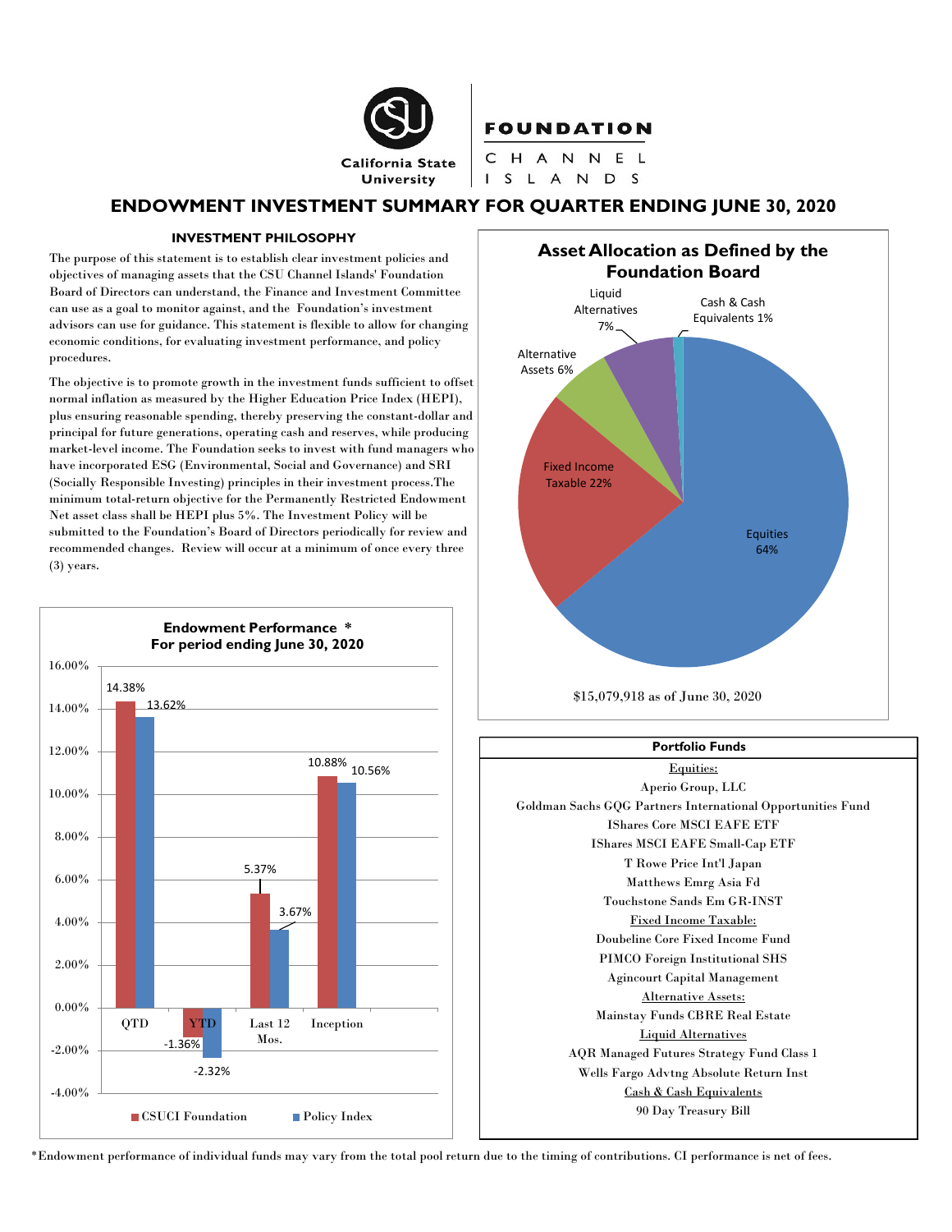California State University

FOUNDATION
CHANNEL ISLANDS

# ENDOWMENT INVESTMENT SUMMARY FOR QUARTER ENDING JUNE 30, 2020

## INVESTMENT PHILOSOPHY

The purpose of this statement is to establish clear investment policies and objectives of managing assets that the CSU Channel Islands' Foundation Board of Directors can understand, the Finance and Investment Committee can use as a goal to monitor against, and the Foundation's investment advisors can use for guidance. This statement is flexible to allow for changing economic conditions, for evaluating investment performance, and policy procedures.

The objective is to promote growth in the investment funds sufficient to offset normal inflation as measured by the Higher Education Price Index (HEPI), plus ensuring reasonable spending, thereby preserving the constant-dollar and principal for future generations, operating cash and reserves, while producing market-level income. The Foundation seeks to invest with fund managers who have incorporated ESG (Environmental, Social and Governance) and SRI (Socially Responsible Investing) principles in their investment process.The minimum total-return objective for the Permanently Restricted Endowment Net asset class shall be HEPI plus 5%. The Investment Policy will be submitted to the Foundation's Board of Directors periodically for review and recommended changes. Review will occur at a minimum of once every three (3) years.

### Endowment Performance * For period ending June 30, 2020

| | CSUCI Foundation | Policy Index |
|---|---|---|
| QTD | 14.38% | 13.62% |
| YTD | -1.36% | -2.32% |
| Last 12 Mos. | 5.37% | 3.67% |
| Inception | 10.88% | 10.56% |

### Asset Allocation as Defined by the Foundation Board

| Asset Class | Allocation |
|---|---|
| Equities | 64% |
| Fixed Income Taxable | 22% |
| Alternative Assets | 6% |
| Liquid Alternatives | 7% |
| Cash & Cash Equivalents | 1% |

$15,079,918 as of June 30, 2020

### Portfolio Funds

Equities:
- Aperio Group, LLC
- Goldman Sachs GQG Partners International Opportunities Fund
- IShares Core MSCI EAFE ETF
- IShares MSCI EAFE Small-Cap ETF
- T Rowe Price Int'l Japan
- Matthews Emrg Asia Fd
- Touchstone Sands Em GR-INST

Fixed Income Taxable:
- Doubeline Core Fixed Income Fund
- PIMCO Foreign Institutional SHS
- Agincourt Capital Management

Alternative Assets:
- Mainstay Funds CBRE Real Estate

Liquid Alternatives
- AQR Managed Futures Strategy Fund Class 1
- Wells Fargo Advtng Absolute Return Inst

Cash & Cash Equivalents
- 90 Day Treasury Bill

*Endowment performance of individual funds may vary from the total pool return due to the timing of contributions. CI performance is net of fees.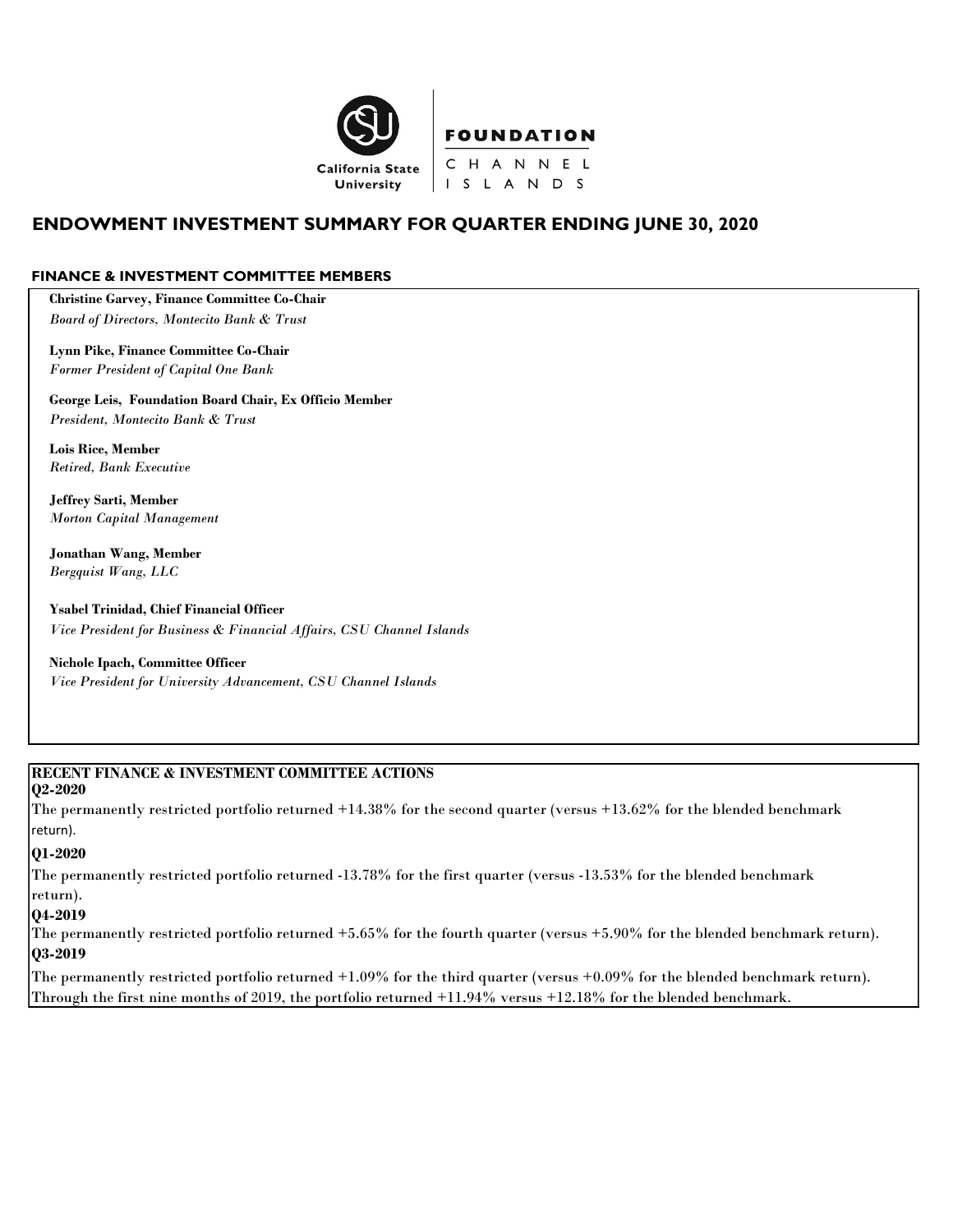California State University | FOUNDATION CHANNEL ISLANDS

# ENDOWMENT INVESTMENT SUMMARY FOR QUARTER ENDING JUNE 30, 2020

## FINANCE & INVESTMENT COMMITTEE MEMBERS

**Christine Garvey, Finance Committee Co-Chair**
*Board of Directors, Montecito Bank & Trust*

**Lynn Pike, Finance Committee Co-Chair**
*Former President of Capital One Bank*

**George Leis, Foundation Board Chair, Ex Officio Member**
*President, Montecito Bank & Trust*

**Lois Rice, Member**
*Retired, Bank Executive*

**Jeffrey Sarti, Member**
*Morton Capital Management*

**Jonathan Wang, Member**
*Bergquist Wang, LLC*

**Ysabel Trinidad, Chief Financial Officer**
*Vice President for Business & Financial Affairs, CSU Channel Islands*

**Nichole Ipach, Committee Officer**
*Vice President for University Advancement, CSU Channel Islands*

## RECENT FINANCE & INVESTMENT COMMITTEE ACTIONS

**Q2-2020**

The permanently restricted portfolio returned +14.38% for the second quarter (versus +13.62% for the blended benchmark return).

**Q1-2020**

The permanently restricted portfolio returned -13.78% for the first quarter (versus -13.53% for the blended benchmark return).

**Q4-2019**

The permanently restricted portfolio returned +5.65% for the fourth quarter (versus +5.90% for the blended benchmark return).

**Q3-2019**

The permanently restricted portfolio returned +1.09% for the third quarter (versus +0.09% for the blended benchmark return). Through the first nine months of 2019, the portfolio returned +11.94% versus +12.18% for the blended benchmark.